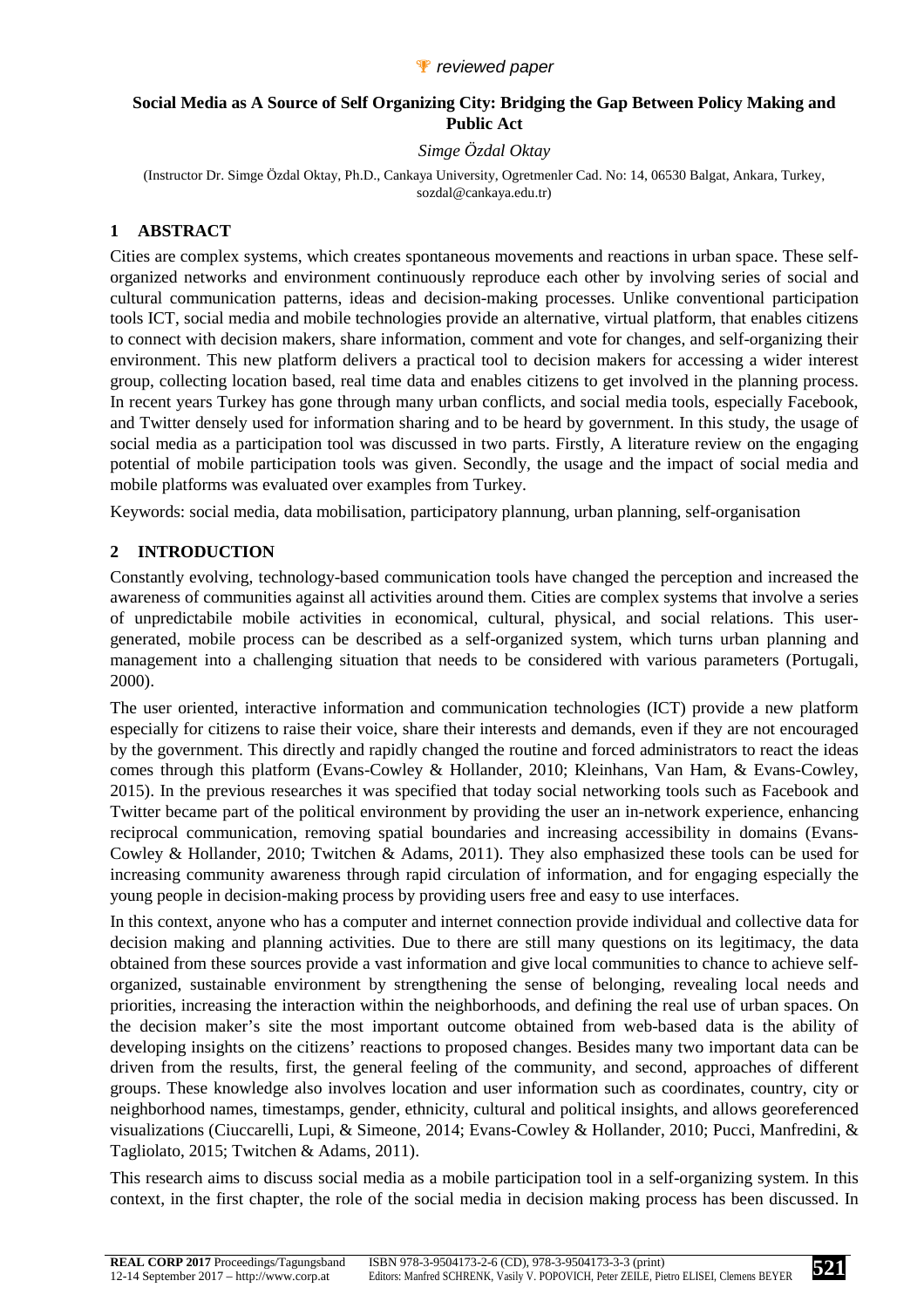*reviewed paper*

**Social Media as A Source of Self Organizing City: Bridging the Gap Between Policy Making and Public Act**

*Simge Özdal Oktay*

(Instructor Dr. Simge Özdal Oktay, Ph.D., Cankaya University, Ogretmenler Cad. No: 14, 06530 Balgat, Ankara, Turkey, sozdal@cankaya.edu.tr)

## 1 ABSTRACT

Cities are complex systems, which creates spontaneous movements and reactions in urban space. These self-organized networks and environment continuously reproduce each other by involving series of social and cultural communication patterns, ideas and decision-making processes. Unlike conventional participation tools ICT, social media and mobile technologies provide an alternative, virtual platform, that enables citizens to connect with decision makers, share information, comment and vote for changes, and self-organizing their environment. This new platform delivers a practical tool to decision makers for accessing a wider interest group, collecting location based, real time data and enables citizens to get involved in the planning process. In recent years Turkey has gone through many urban conflicts, and social media tools, especially Facebook, and Twitter densely used for information sharing and to be heard by government. In this study, the usage of social media as a participation tool was discussed in two parts. Firstly, A literature review on the engaging potential of mobile participation tools was given. Secondly, the usage and the impact of social media and mobile platforms was evaluated over examples from Turkey.

Keywords: social media, data mobilisation, participatory plannung, urban planning, self-organisation

## 2 INTRODUCTION

Constantly evolving, technology-based communication tools have changed the perception and increased the awareness of communities against all activities around them. Cities are complex systems that involve a series of unpredictabile mobile activities in economical, cultural, physical, and social relations. This user-generated, mobile process can be described as a self-organized system, which turns urban planning and management into a challenging situation that needs to be considered with various parameters (Portugali, 2000).

The user oriented, interactive information and communication technologies (ICT) provide a new platform especially for citizens to raise their voice, share their interests and demands, even if they are not encouraged by the government. This directly and rapidly changed the routine and forced administrators to react the ideas comes through this platform (Evans-Cowley & Hollander, 2010; Kleinhans, Van Ham, & Evans-Cowley, 2015). In the previous researches it was specified that today social networking tools such as Facebook and Twitter became part of the political environment by providing the user an in-network experience, enhancing reciprocal communication, removing spatial boundaries and increasing accessibility in domains (Evans-Cowley & Hollander, 2010; Twitchen & Adams, 2011). They also emphasized these tools can be used for increasing community awareness through rapid circulation of information, and for engaging especially the young people in decision-making process by providing users free and easy to use interfaces.

In this context, anyone who has a computer and internet connection provide individual and collective data for decision making and planning activities. Due to there are still many questions on its legitimacy, the data obtained from these sources provide a vast information and give local communities to chance to achieve self-organized, sustainable environment by strengthening the sense of belonging, revealing local needs and priorities, increasing the interaction within the neighborhoods, and defining the real use of urban spaces. On the decision maker's site the most important outcome obtained from web-based data is the ability of developing insights on the citizens' reactions to proposed changes. Besides many two important data can be driven from the results, first, the general feeling of the community, and second, approaches of different groups. These knowledge also involves location and user information such as coordinates, country, city or neighborhood names, timestamps, gender, ethnicity, cultural and political insights, and allows georeferenced visualizations (Ciuccarelli, Lupi, & Simeone, 2014; Evans-Cowley & Hollander, 2010; Pucci, Manfredini, & Tagliolato, 2015; Twitchen & Adams, 2011).

This research aims to discuss social media as a mobile participation tool in a self-organizing system. In this context, in the first chapter, the role of the social media in decision making process has been discussed. In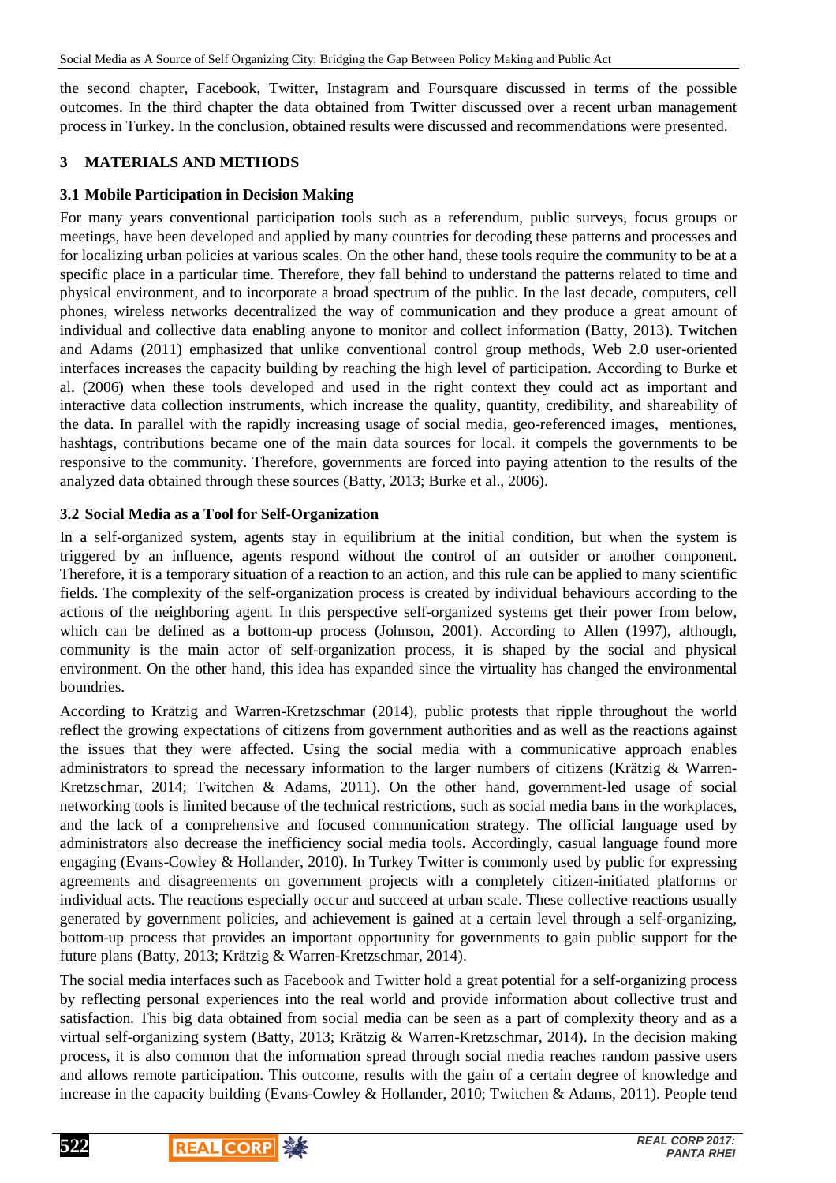the second chapter, Facebook, Twitter, Instagram and Foursquare discussed in terms of the possible outcomes. In the third chapter the data obtained from Twitter discussed over a recent urban management process in Turkey. In the conclusion, obtained results were discussed and recommendations were presented.

## 3 MATERIALS AND METHODS

### 3.1 Mobile Participation in Decision Making

For many years conventional participation tools such as a referendum, public surveys, focus groups or meetings, have been developed and applied by many countries for decoding these patterns and processes and for localizing urban policies at various scales. On the other hand, these tools require the community to be at a specific place in a particular time. Therefore, they fall behind to understand the patterns related to time and physical environment, and to incorporate a broad spectrum of the public. In the last decade, computers, cell phones, wireless networks decentralized the way of communication and they produce a great amount of individual and collective data enabling anyone to monitor and collect information (Batty, 2013). Twitchen and Adams (2011) emphasized that unlike conventional control group methods, Web 2.0 user-oriented interfaces increases the capacity building by reaching the high level of participation. According to Burke et al. (2006) when these tools developed and used in the right context they could act as important and interactive data collection instruments, which increase the quality, quantity, credibility, and shareability of the data. In parallel with the rapidly increasing usage of social media, geo-referenced images, mentiones, hashtags, contributions became one of the main data sources for local. it compels the governments to be responsive to the community. Therefore, governments are forced into paying attention to the results of the analyzed data obtained through these sources (Batty, 2013; Burke et al., 2006).

### 3.2 Social Media as a Tool for Self-Organization

In a self-organized system, agents stay in equilibrium at the initial condition, but when the system is triggered by an influence, agents respond without the control of an outsider or another component. Therefore, it is a temporary situation of a reaction to an action, and this rule can be applied to many scientific fields. The complexity of the self-organization process is created by individual behaviours according to the actions of the neighboring agent. In this perspective self-organized systems get their power from below, which can be defined as a bottom-up process (Johnson, 2001). According to Allen (1997), although, community is the main actor of self-organization process, it is shaped by the social and physical environment. On the other hand, this idea has expanded since the virtuality has changed the environmental boundries.

According to Krätzig and Warren-Kretzschmar (2014), public protests that ripple throughout the world reflect the growing expectations of citizens from government authorities and as well as the reactions against the issues that they were affected. Using the social media with a communicative approach enables administrators to spread the necessary information to the larger numbers of citizens (Krätzig & Warren-Kretzschmar, 2014; Twitchen & Adams, 2011). On the other hand, government-led usage of social networking tools is limited because of the technical restrictions, such as social media bans in the workplaces, and the lack of a comprehensive and focused communication strategy. The official language used by administrators also decrease the inefficiency social media tools. Accordingly, casual language found more engaging (Evans-Cowley & Hollander, 2010). In Turkey Twitter is commonly used by public for expressing agreements and disagreements on government projects with a completely citizen-initiated platforms or individual acts. The reactions especially occur and succeed at urban scale. These collective reactions usually generated by government policies, and achievement is gained at a certain level through a self-organizing, bottom-up process that provides an important opportunity for governments to gain public support for the future plans (Batty, 2013; Krätzig & Warren-Kretzschmar, 2014).

The social media interfaces such as Facebook and Twitter hold a great potential for a self-organizing process by reflecting personal experiences into the real world and provide information about collective trust and satisfaction. This big data obtained from social media can be seen as a part of complexity theory and as a virtual self-organizing system (Batty, 2013; Krätzig & Warren-Kretzschmar, 2014). In the decision making process, it is also common that the information spread through social media reaches random passive users and allows remote participation. This outcome, results with the gain of a certain degree of knowledge and increase in the capacity building (Evans-Cowley & Hollander, 2010; Twitchen & Adams, 2011). People tend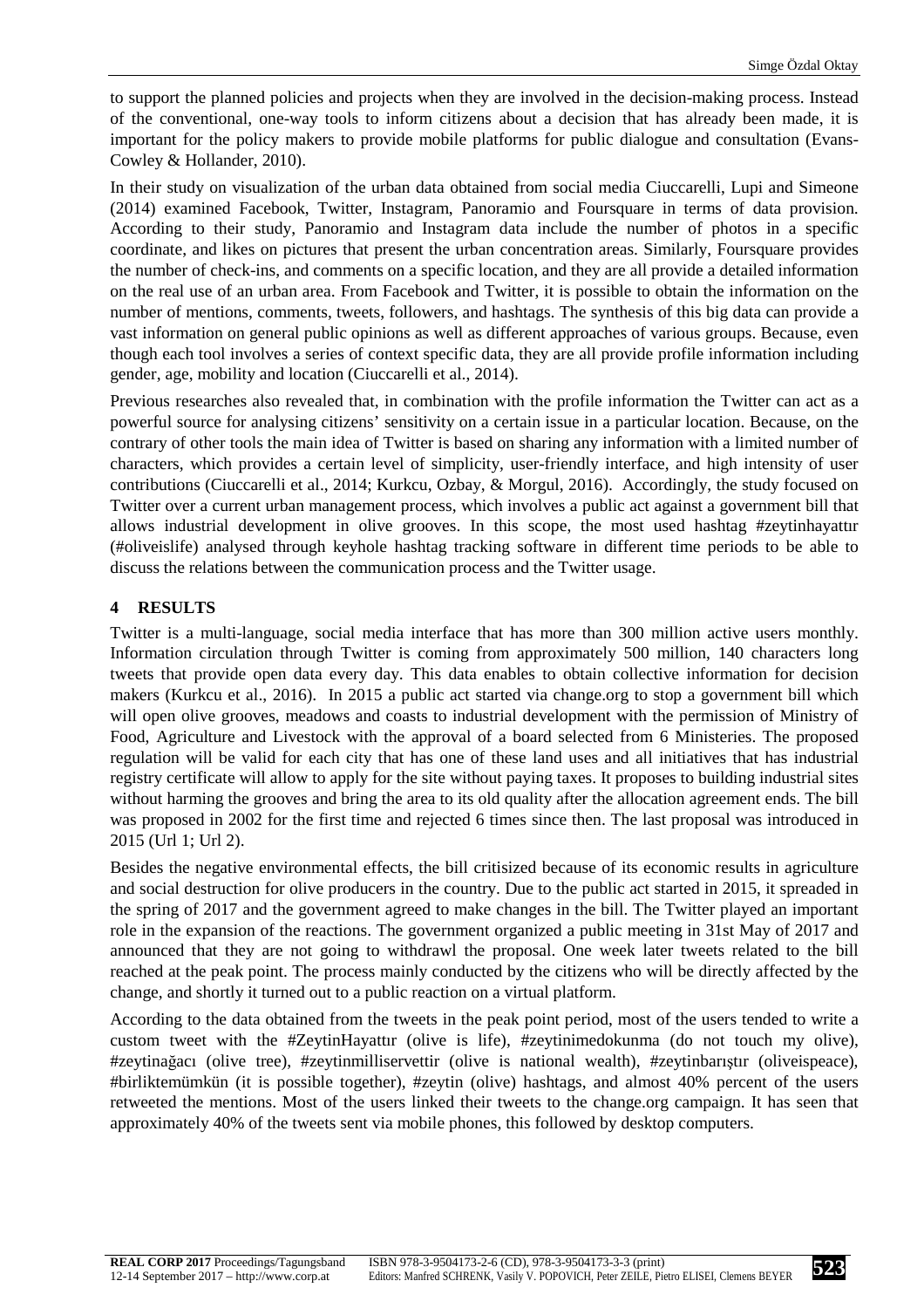to support the planned policies and projects when they are involved in the decision-making process. Instead of the conventional, one-way tools to inform citizens about a decision that has already been made, it is important for the policy makers to provide mobile platforms for public dialogue and consultation (Evans-Cowley & Hollander, 2010).

In their study on visualization of the urban data obtained from social media Ciuccarelli, Lupi and Simeone (2014) examined Facebook, Twitter, Instagram, Panoramio and Foursquare in terms of data provision. According to their study, Panoramio and Instagram data include the number of photos in a specific coordinate, and likes on pictures that present the urban concentration areas. Similarly, Foursquare provides the number of check-ins, and comments on a specific location, and they are all provide a detailed information on the real use of an urban area. From Facebook and Twitter, it is possible to obtain the information on the number of mentions, comments, tweets, followers, and hashtags. The synthesis of this big data can provide a vast information on general public opinions as well as different approaches of various groups. Because, even though each tool involves a series of context specific data, they are all provide profile information including gender, age, mobility and location (Ciuccarelli et al., 2014).

Previous researches also revealed that, in combination with the profile information the Twitter can act as a powerful source for analysing citizens' sensitivity on a certain issue in a particular location. Because, on the contrary of other tools the main idea of Twitter is based on sharing any information with a limited number of characters, which provides a certain level of simplicity, user-friendly interface, and high intensity of user contributions (Ciuccarelli et al., 2014; Kurkcu, Ozbay, & Morgul, 2016). Accordingly, the study focused on Twitter over a current urban management process, which involves a public act against a government bill that allows industrial development in olive grooves. In this scope, the most used hashtag #zeytinhayattır (#oliveislife) analysed through keyhole hashtag tracking software in different time periods to be able to discuss the relations between the communication process and the Twitter usage.

## 4 RESULTS

Twitter is a multi-language, social media interface that has more than 300 million active users monthly. Information circulation through Twitter is coming from approximately 500 million, 140 characters long tweets that provide open data every day. This data enables to obtain collective information for decision makers (Kurkcu et al., 2016). In 2015 a public act started via change.org to stop a government bill which will open olive grooves, meadows and coasts to industrial development with the permission of Ministry of Food, Agriculture and Livestock with the approval of a board selected from 6 Ministeries. The proposed regulation will be valid for each city that has one of these land uses and all initiatives that has industrial registry certificate will allow to apply for the site without paying taxes. It proposes to building industrial sites without harming the grooves and bring the area to its old quality after the allocation agreement ends. The bill was proposed in 2002 for the first time and rejected 6 times since then. The last proposal was introduced in 2015 (Url 1; Url 2).

Besides the negative environmental effects, the bill critisized because of its economic results in agriculture and social destruction for olive producers in the country. Due to the public act started in 2015, it spreaded in the spring of 2017 and the government agreed to make changes in the bill. The Twitter played an important role in the expansion of the reactions. The government organized a public meeting in 31st May of 2017 and announced that they are not going to withdrawl the proposal. One week later tweets related to the bill reached at the peak point. The process mainly conducted by the citizens who will be directly affected by the change, and shortly it turned out to a public reaction on a virtual platform.

According to the data obtained from the tweets in the peak point period, most of the users tended to write a custom tweet with the #ZeytinHayattır (olive is life), #zeytinimedokunma (do not touch my olive), #zeytinağacı (olive tree), #zeytinmilliservettir (olive is national wealth), #zeytinbarıştır (oliveispeace), #birliktemümkün (it is possible together), #zeytin (olive) hashtags, and almost 40% percent of the users retweeted the mentions. Most of the users linked their tweets to the change.org campaign. It has seen that approximately 40% of the tweets sent via mobile phones, this followed by desktop computers.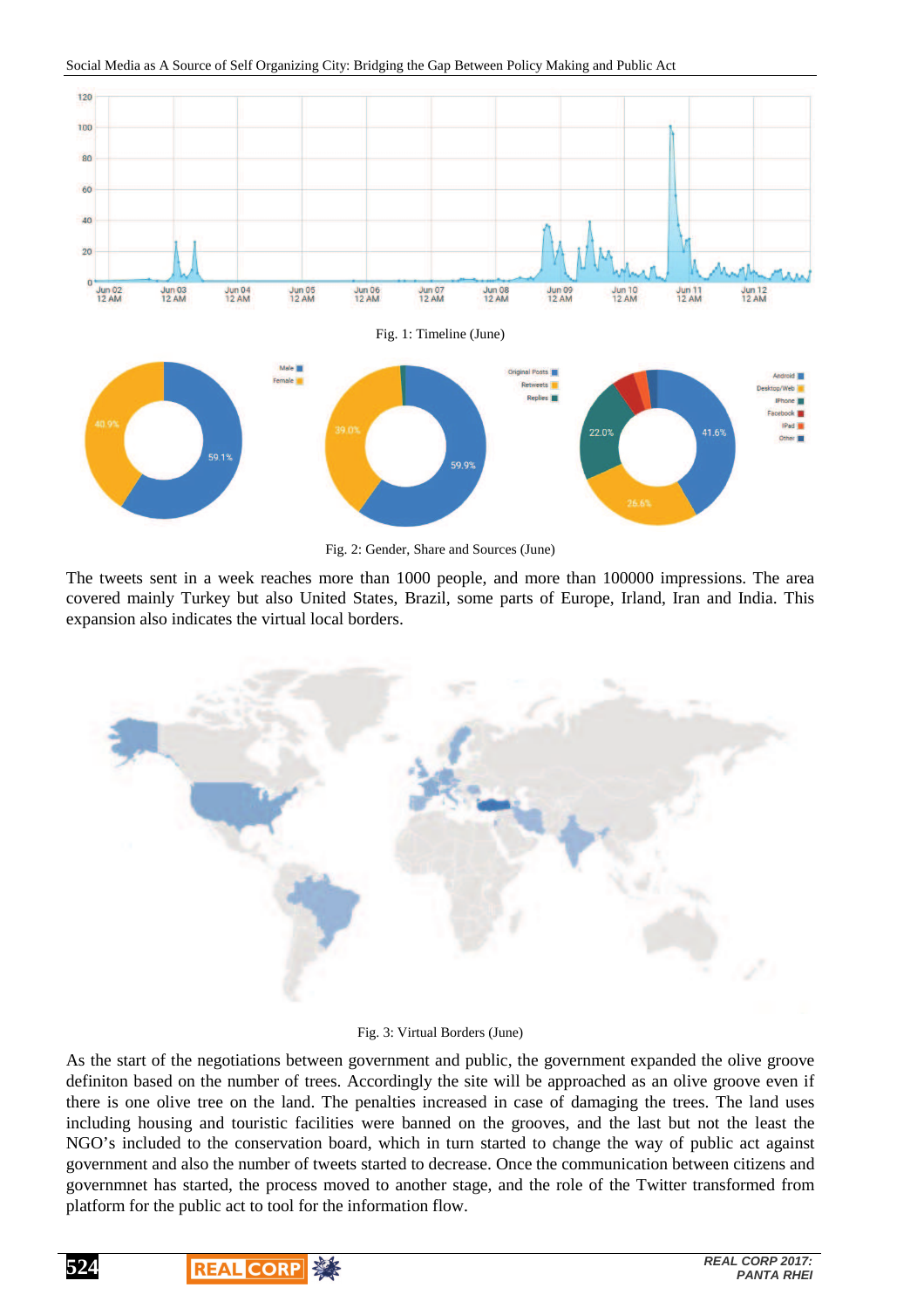Fig. 1: Timeline (June)

Fig. 2: Gender, Share and Sources (June)

The tweets sent in a week reaches more than 1000 people, and more than 100000 impressions. The area covered mainly Turkey but also United States, Brazil, some parts of Europe, Irland, Iran and India. This expansion also indicates the virtual local borders.

Fig. 3: Virtual Borders (June)

As the start of the negotiations between government and public, the government expanded the olive groove definiton based on the number of trees. Accordingly the site will be approached as an olive groove even if there is one olive tree on the land. The penalties increased in case of damaging the trees. The land uses including housing and touristic facilities were banned on the grooves, and the last but not the least the NGO's included to the conservation board, which in turn started to change the way of public act against government and also the number of tweets started to decrease. Once the communication between citizens and governmnet has started, the process moved to another stage, and the role of the Twitter transformed from platform for the public act to tool for the information flow.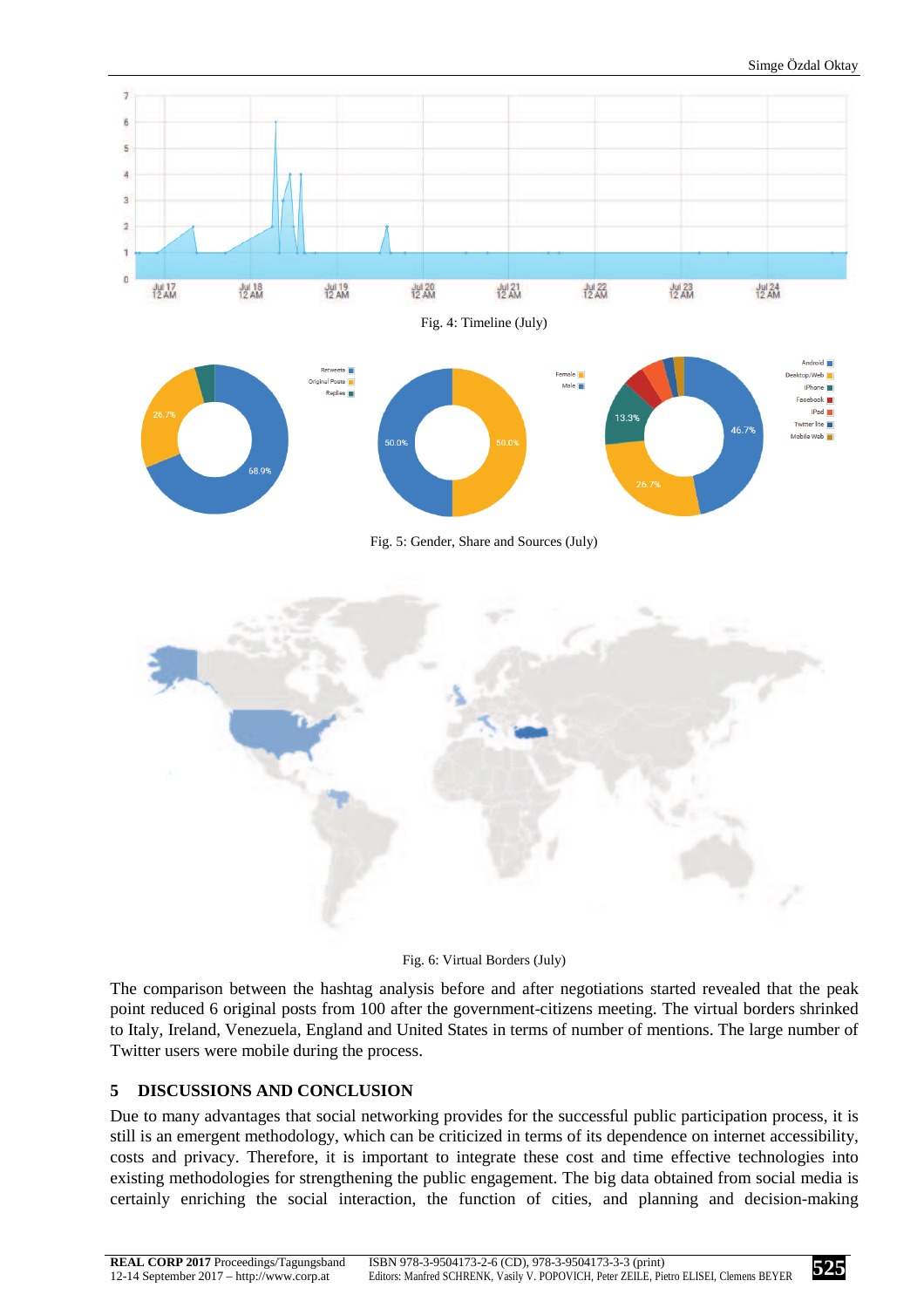Fig. 4: Timeline (July)

Fig. 5: Gender, Share and Sources (July)

Fig. 6: Virtual Borders (July)

The comparison between the hashtag analysis before and after negotiations started revealed that the peak point reduced 6 original posts from 100 after the government-citizens meeting. The virtual borders shrinked to Italy, Ireland, Venezuela, England and United States in terms of number of mentions. The large number of Twitter users were mobile during the process.

## 5 DISCUSSIONS AND CONCLUSION

Due to many advantages that social networking provides for the successful public participation process, it is still is an emergent methodology, which can be criticized in terms of its dependence on internet accessibility, costs and privacy. Therefore, it is important to integrate these cost and time effective technologies into existing methodologies for strengthening the public engagement. The big data obtained from social media is certainly enriching the social interaction, the function of cities, and planning and decision-making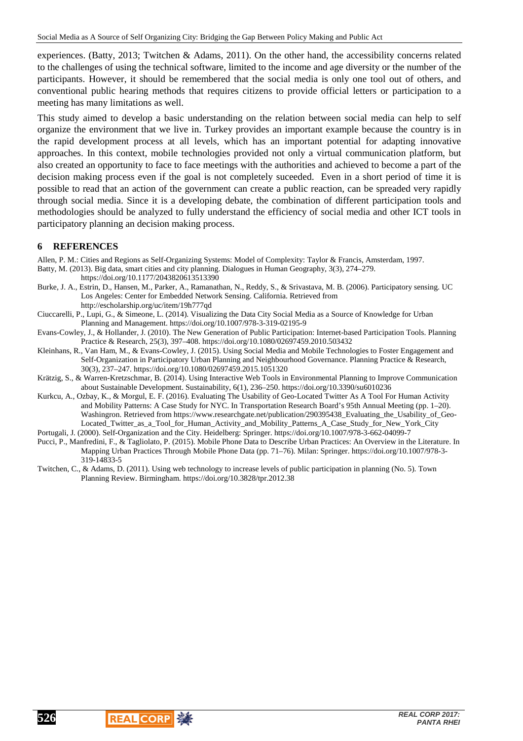experiences. (Batty, 2013; Twitchen & Adams, 2011). On the other hand, the accessibility concerns related to the challenges of using the technical software, limited to the income and age diversity or the number of the participants. However, it should be remembered that the social media is only one tool out of others, and conventional public hearing methods that requires citizens to provide official letters or participation to a meeting has many limitations as well.

This study aimed to develop a basic understanding on the relation between social media can help to self organize the environment that we live in. Turkey provides an important example because the country is in the rapid development process at all levels, which has an important potential for adapting innovative approaches. In this context, mobile technologies provided not only a virtual communication platform, but also created an opportunity to face to face meetings with the authorities and achieved to become a part of the decision making process even if the goal is not completely suceeded. Even in a short period of time it is possible to read that an action of the government can create a public reaction, can be spreaded very rapidly through social media. Since it is a developing debate, the combination of different participation tools and methodologies should be analyzed to fully understand the efficiency of social media and other ICT tools in participatory planning an decision making process.

## 6 REFERENCES

Allen, P. M.: Cities and Regions as Self-Organizing Systems: Model of Complexity: Taylor & Francis, Amsterdam, 1997.

Batty, M. (2013). Big data, smart cities and city planning. Dialogues in Human Geography, 3(3), 274–279. https://doi.org/10.1177/2043820613513390

Burke, J. A., Estrin, D., Hansen, M., Parker, A., Ramanathan, N., Reddy, S., & Srivastava, M. B. (2006). Participatory sensing. UC Los Angeles: Center for Embedded Network Sensing. California. Retrieved from http://escholarship.org/uc/item/19h777qd

Ciuccarelli, P., Lupi, G., & Simeone, L. (2014). Visualizing the Data City Social Media as a Source of Knowledge for Urban Planning and Management. https://doi.org/10.1007/978-3-319-02195-9

Evans-Cowley, J., & Hollander, J. (2010). The New Generation of Public Participation: Internet-based Participation Tools. Planning Practice & Research, 25(3), 397–408. https://doi.org/10.1080/02697459.2010.503432

Kleinhans, R., Van Ham, M., & Evans-Cowley, J. (2015). Using Social Media and Mobile Technologies to Foster Engagement and Self-Organization in Participatory Urban Planning and Neighbourhood Governance. Planning Practice & Research, 30(3), 237–247. https://doi.org/10.1080/02697459.2015.1051320

Krätzig, S., & Warren-Kretzschmar, B. (2014). Using Interactive Web Tools in Environmental Planning to Improve Communication about Sustainable Development. Sustainability, 6(1), 236–250. https://doi.org/10.3390/su6010236

Kurkcu, A., Ozbay, K., & Morgul, E. F. (2016). Evaluating The Usability of Geo-Located Twitter As A Tool For Human Activity and Mobility Patterns: A Case Study for NYC. In Transportation Research Board's 95th Annual Meeting (pp. 1–20). Washingron. Retrieved from https://www.researchgate.net/publication/290395438_Evaluating_the_Usability_of_Geo-Located_Twitter_as_a_Tool_for_Human_Activity_and_Mobility_Patterns_A_Case_Study_for_New_York_City

Portugali, J. (2000). Self-Organization and the City. Heidelberg: Springer. https://doi.org/10.1007/978-3-662-04099-7

Pucci, P., Manfredini, F., & Tagliolato, P. (2015). Mobile Phone Data to Describe Urban Practices: An Overview in the Literature. In Mapping Urban Practices Through Mobile Phone Data (pp. 71–76). Milan: Springer. https://doi.org/10.1007/978-3-319-14833-5

Twitchen, C., & Adams, D. (2011). Using web technology to increase levels of public participation in planning (No. 5). Town Planning Review. Birmingham. https://doi.org/10.3828/tpr.2012.38